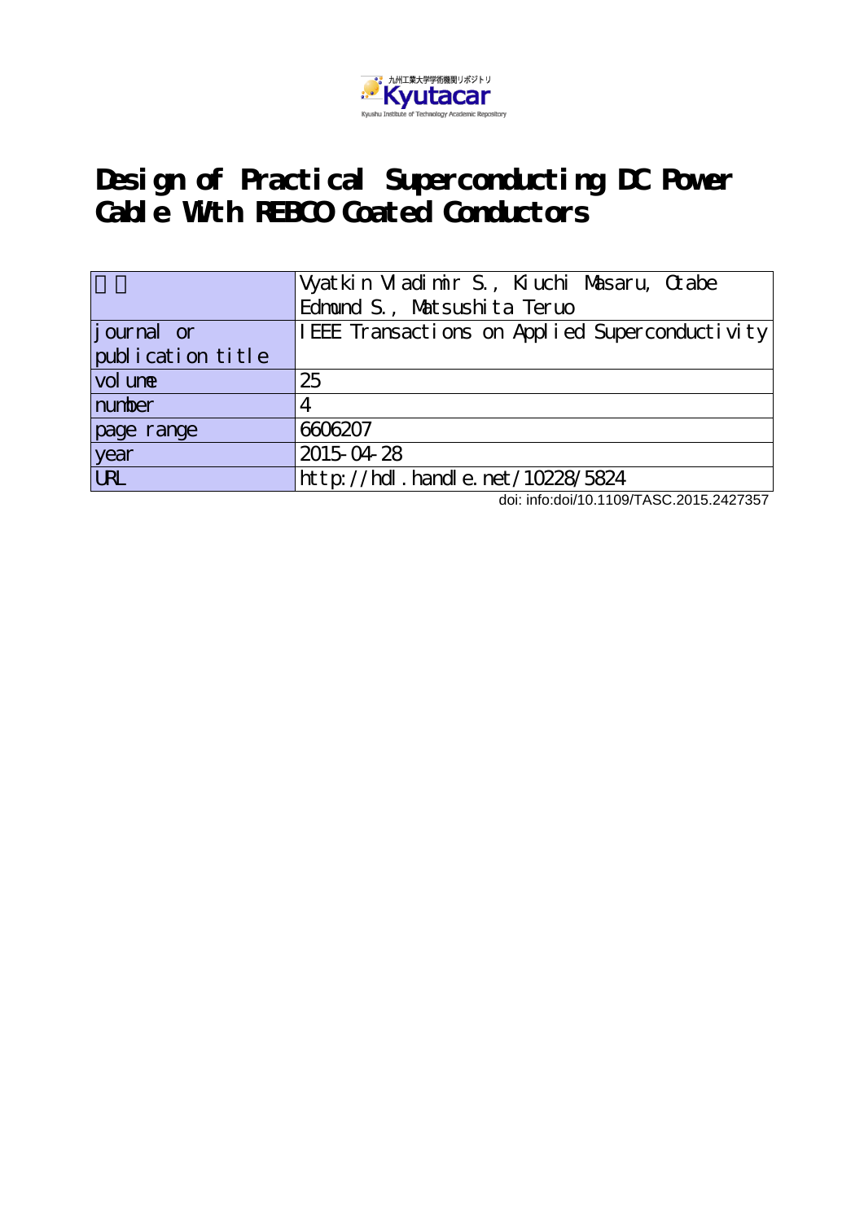九州工業大学学術機関リポジトリ
Kyutacar
Kyushu Institute of Technology Academic Repository

# Design of Practical Superconducting DC Power Cable With REBCO Coated Conductors

| 著者 | Vyatkin Vladimir S., Kiuchi Masaru, Otabe Edmund S., Matsushita Teruo |
|---|---|
| journal or publication title | IEEE Transactions on Applied Superconductivity |
| volume | 25 |
| number | 4 |
| page range | 6606207 |
| year | 2015-04-28 |
| URL | http://hdl.handle.net/10228/5824 |

doi: info:doi/10.1109/TASC.2015.2427357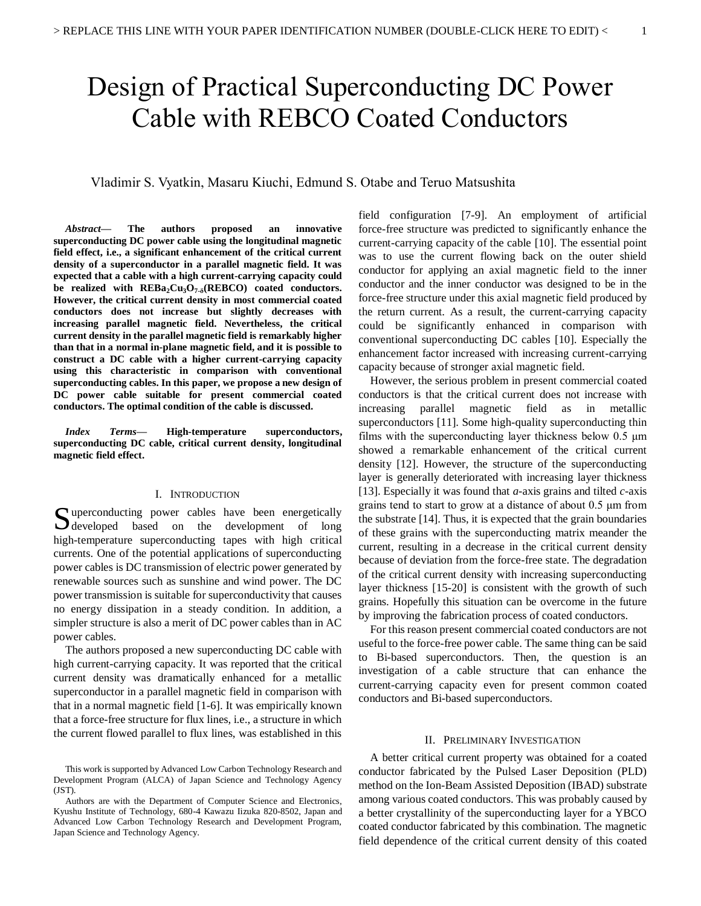# Design of Practical Superconducting DC Power Cable with REBCO Coated Conductors

Vladimir S. Vyatkin, Masaru Kiuchi, Edmund S. Otabe and Teruo Matsushita

***Abstract*— The authors proposed an innovative superconducting DC power cable using the longitudinal magnetic field effect, i.e., a significant enhancement of the critical current density of a superconductor in a parallel magnetic field. It was expected that a cable with a high current-carrying capacity could be realized with $REBa_2Cu_3O_{7-\delta}$(REBCO) coated conductors. However, the critical current density in most commercial coated conductors does not increase but slightly decreases with increasing parallel magnetic field. Nevertheless, the critical current density in the parallel magnetic field is remarkably higher than that in a normal in-plane magnetic field, and it is possible to construct a DC cable with a higher current-carrying capacity using this characteristic in comparison with conventional superconducting cables. In this paper, we propose a new design of DC power cable suitable for present commercial coated conductors. The optimal condition of the cable is discussed.**

***Index Terms*— High-temperature superconductors, superconducting DC cable, critical current density, longitudinal magnetic field effect.**

## I. Introduction

Superconducting power cables have been energetically developed based on the development of long high-temperature superconducting tapes with high critical currents. One of the potential applications of superconducting power cables is DC transmission of electric power generated by renewable sources such as sunshine and wind power. The DC power transmission is suitable for superconductivity that causes no energy dissipation in a steady condition. In addition, a simpler structure is also a merit of DC power cables than in AC power cables.

The authors proposed a new superconducting DC cable with high current-carrying capacity. It was reported that the critical current density was dramatically enhanced for a metallic superconductor in a parallel magnetic field in comparison with that in a normal magnetic field [1-6]. It was empirically known that a force-free structure for flux lines, i.e., a structure in which the current flowed parallel to flux lines, was established in this field configuration [7-9]. An employment of artificial force-free structure was predicted to significantly enhance the current-carrying capacity of the cable [10]. The essential point was to use the current flowing back on the outer shield conductor for applying an axial magnetic field to the inner conductor and the inner conductor was designed to be in the force-free structure under this axial magnetic field produced by the return current. As a result, the current-carrying capacity could be significantly enhanced in comparison with conventional superconducting DC cables [10]. Especially the enhancement factor increased with increasing current-carrying capacity because of stronger axial magnetic field.

However, the serious problem in present commercial coated conductors is that the critical current does not increase with increasing parallel magnetic field as in metallic superconductors [11]. Some high-quality superconducting thin films with the superconducting layer thickness below 0.5 μm showed a remarkable enhancement of the critical current density [12]. However, the structure of the superconducting layer is generally deteriorated with increasing layer thickness [13]. Especially it was found that *a*-axis grains and tilted *c*-axis grains tend to start to grow at a distance of about 0.5 μm from the substrate [14]. Thus, it is expected that the grain boundaries of these grains with the superconducting matrix meander the current, resulting in a decrease in the critical current density because of deviation from the force-free state. The degradation of the critical current density with increasing superconducting layer thickness [15-20] is consistent with the growth of such grains. Hopefully this situation can be overcome in the future by improving the fabrication process of coated conductors.

For this reason present commercial coated conductors are not useful to the force-free power cable. The same thing can be said to Bi-based superconductors. Then, the question is an investigation of a cable structure that can enhance the current-carrying capacity even for present common coated conductors and Bi-based superconductors.

## II. Preliminary Investigation

A better critical current property was obtained for a coated conductor fabricated by the Pulsed Laser Deposition (PLD) method on the Ion-Beam Assisted Deposition (IBAD) substrate among various coated conductors. This was probably caused by a better crystallinity of the superconducting layer for a YBCO coated conductor fabricated by this combination. The magnetic field dependence of the critical current density of this coated

This work is supported by Advanced Low Carbon Technology Research and Development Program (ALCA) of Japan Science and Technology Agency (JST).

Authors are with the Department of Computer Science and Electronics, Kyushu Institute of Technology, 680-4 Kawazu Iizuka 820-8502, Japan and Advanced Low Carbon Technology Research and Development Program, Japan Science and Technology Agency.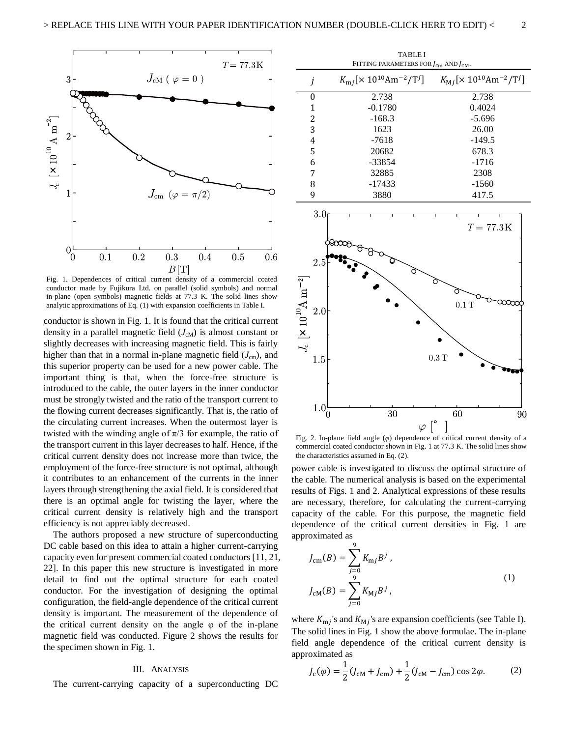Fig. 1. Dependences of critical current density of a commercial coated conductor made by Fujikura Ltd. on parallel (solid symbols) and normal in-plane (open symbols) magnetic fields at 77.3 K. The solid lines show analytic approximations of Eq. (1) with expansion coefficients in Table I.

conductor is shown in Fig. 1. It is found that the critical current density in a parallel magnetic field ($J_{\rm cM}$) is almost constant or slightly decreases with increasing magnetic field. This is fairly higher than that in a normal in-plane magnetic field ($J_{\rm cm}$), and this superior property can be used for a new power cable. The important thing is that, when the force-free structure is introduced to the cable, the outer layers in the inner conductor must be strongly twisted and the ratio of the transport current to the flowing current decreases significantly. That is, the ratio of the circulating current increases. When the outermost layer is twisted with the winding angle of $\pi/3$ for example, the ratio of the transport current in this layer decreases to half. Hence, if the critical current density does not increase more than twice, the employment of the force-free structure is not optimal, although it contributes to an enhancement of the currents in the inner layers through strengthening the axial field. It is considered that there is an optimal angle for twisting the layer, where the critical current density is relatively high and the transport efficiency is not appreciably decreased.

The authors proposed a new structure of superconducting DC cable based on this idea to attain a higher current-carrying capacity even for present commercial coated conductors [11, 21, 22]. In this paper this new structure is investigated in more detail to find out the optimal structure for each coated conductor. For the investigation of designing the optimal configuration, the field-angle dependence of the critical current density is important. The measurement of the dependence of the critical current density on the angle φ of the in-plane magnetic field was conducted. Figure 2 shows the results for the specimen shown in Fig. 1.

## III. Analysis

The current-carrying capacity of a superconducting DC power cable is investigated to discuss the optimal structure of the cable. The numerical analysis is based on the experimental results of Figs. 1 and 2. Analytical expressions of these results are necessary, therefore, for calculating the current-carrying capacity of the cable. For this purpose, the magnetic field dependence of the critical current densities in Fig. 1 are approximated as

$$J_{\rm cm}(B) = \sum_{j=0}^{9} K_{{\rm m}j} B^j\,,$$
$$J_{\rm cM}(B) = \sum_{j=0}^{9} K_{{\rm M}j} B^j\,, \tag{1}$$

where $K_{{\rm m}j}$'s and $K_{{\rm M}j}$'s are expansion coefficients (see Table I). The solid lines in Fig. 1 show the above formulae. The in-plane field angle dependence of the critical current density is approximated as

$$J_{\rm c}(\varphi) = \frac{1}{2}(J_{\rm cM} + J_{\rm cm}) + \frac{1}{2}(J_{\rm cM} - J_{\rm cm})\cos 2\varphi. \tag{2}$$

TABLE I
FITTING PARAMETERS FOR $J_{\rm cm}$ AND $J_{\rm cM}$.

| $j$ | $K_{{\rm m}j}[\times 10^{10}{\rm Am}^{-2}/{\rm T}^j]$ | $K_{{\rm M}j}[\times 10^{10}{\rm Am}^{-2}/{\rm T}^j]$ |
|---|---|---|
| 0 | 2.738 | 2.738 |
| 1 | -0.1780 | 0.4024 |
| 2 | -168.3 | -5.696 |
| 3 | 1623 | 26.00 |
| 4 | -7618 | -149.5 |
| 5 | 20682 | 678.3 |
| 6 | -33854 | -1716 |
| 7 | 32885 | 2308 |
| 8 | -17433 | -1560 |
| 9 | 3880 | 417.5 |

Fig. 2. In-plane field angle ($\varphi$) dependence of critical current density of a commercial coated conductor shown in Fig. 1 at 77.3 K. The solid lines show the characteristics assumed in Eq. (2).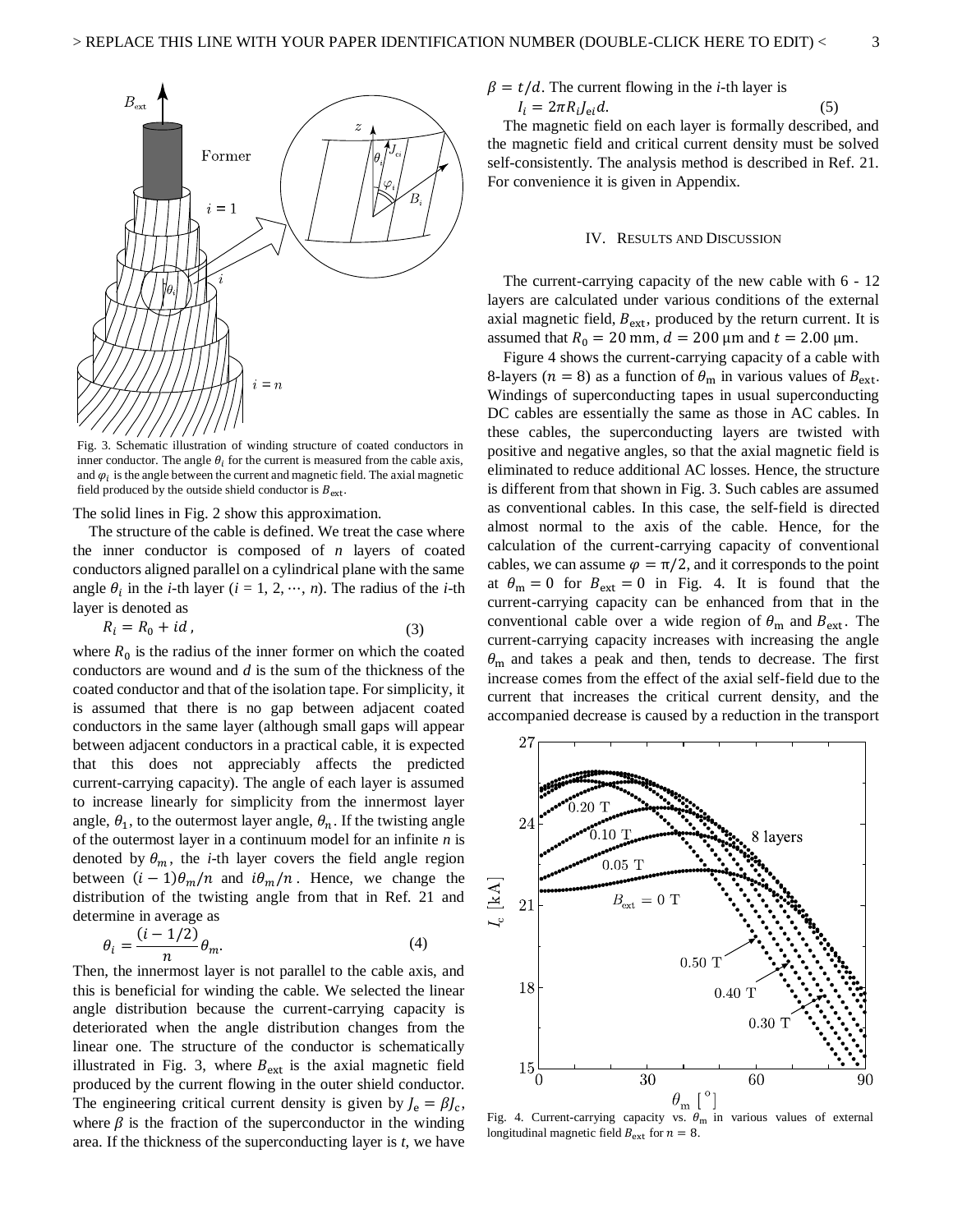Fig. 3. Schematic illustration of winding structure of coated conductors in inner conductor. The angle $\theta_i$ for the current is measured from the cable axis, and $\varphi_i$ is the angle between the current and magnetic field. The axial magnetic field produced by the outside shield conductor is $B_{\mathrm{ext}}$.

The solid lines in Fig. 2 show this approximation.

The structure of the cable is defined. We treat the case where the inner conductor is composed of $n$ layers of coated conductors aligned parallel on a cylindrical plane with the same angle $\theta_i$ in the $i$-th layer ($i$ = 1, 2, ⋯, $n$). The radius of the $i$-th layer is denoted as

$$R_i = R_0 + id\,, \tag{3}$$

where $R_0$ is the radius of the inner former on which the coated conductors are wound and $d$ is the sum of the thickness of the coated conductor and that of the isolation tape. For simplicity, it is assumed that there is no gap between adjacent coated conductors in the same layer (although small gaps will appear between adjacent conductors in a practical cable, it is expected that this does not appreciably affects the predicted current-carrying capacity). The angle of each layer is assumed to increase linearly for simplicity from the innermost layer angle, $\theta_1$, to the outermost layer angle, $\theta_n$. If the twisting angle of the outermost layer in a continuum model for an infinite $n$ is denoted by $\theta_m$, the $i$-th layer covers the field angle region between $(i-1)\theta_m/n$ and $i\theta_m/n$. Hence, we change the distribution of the twisting angle from that in Ref. 21 and determine in average as

$$\theta_i = \frac{(i-1/2)}{n}\theta_m. \tag{4}$$

Then, the innermost layer is not parallel to the cable axis, and this is beneficial for winding the cable. We selected the linear angle distribution because the current-carrying capacity is deteriorated when the angle distribution changes from the linear one. The structure of the conductor is schematically illustrated in Fig. 3, where $B_{\mathrm{ext}}$ is the axial magnetic field produced by the current flowing in the outer shield conductor. The engineering critical current density is given by $J_{\mathrm{e}} = \beta J_{\mathrm{c}}$, where $\beta$ is the fraction of the superconductor in the winding area. If the thickness of the superconducting layer is $t$, we have $\beta = t/d$. The current flowing in the $i$-th layer is

$$I_i = 2\pi R_i J_{\mathrm{e}i} d. \tag{5}$$

The magnetic field on each layer is formally described, and the magnetic field and critical current density must be solved self-consistently. The analysis method is described in Ref. 21. For convenience it is given in Appendix.

## IV. Results and Discussion

The current-carrying capacity of the new cable with 6 - 12 layers are calculated under various conditions of the external axial magnetic field, $B_{\mathrm{ext}}$, produced by the return current. It is assumed that $R_0 = 20$ mm, $d = 200$ μm and $t = 2.00$ μm.

Figure 4 shows the current-carrying capacity of a cable with 8-layers ($n = 8$) as a function of $\theta_{\mathrm{m}}$ in various values of $B_{\mathrm{ext}}$. Windings of superconducting tapes in usual superconducting DC cables are essentially the same as those in AC cables. In these cables, the superconducting layers are twisted with positive and negative angles, so that the axial magnetic field is eliminated to reduce additional AC losses. Hence, the structure is different from that shown in Fig. 3. Such cables are assumed as conventional cables. In this case, the self-field is directed almost normal to the axis of the cable. Hence, for the calculation of the current-carrying capacity of conventional cables, we can assume $\varphi = \pi/2$, and it corresponds to the point at $\theta_{\mathrm{m}} = 0$ for $B_{\mathrm{ext}} = 0$ in Fig. 4. It is found that the current-carrying capacity can be enhanced from that in the conventional cable over a wide region of $\theta_{\mathrm{m}}$ and $B_{\mathrm{ext}}$. The current-carrying capacity increases with increasing the angle $\theta_{\mathrm{m}}$ and takes a peak and then, tends to decrease. The first increase comes from the effect of the axial self-field due to the current that increases the critical current density, and the accompanied decrease is caused by a reduction in the transport

Fig. 4. Current-carrying capacity vs. $\theta_{\mathrm{m}}$ in various values of external longitudinal magnetic field $B_{\mathrm{ext}}$ for $n = 8$.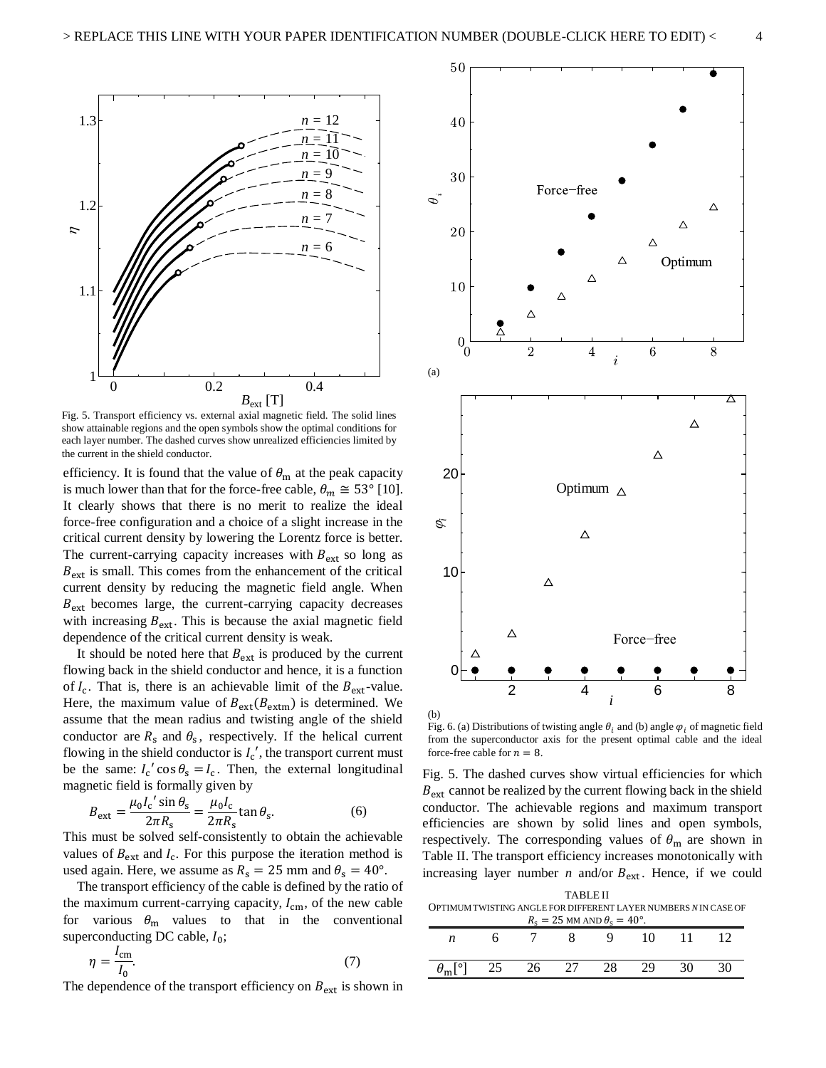Fig. 5. Transport efficiency vs. external axial magnetic field. The solid lines show attainable regions and the open symbols show the optimal conditions for each layer number. The dashed curves show unrealized efficiencies limited by the current in the shield conductor.

efficiency. It is found that the value of $\theta_m$ at the peak capacity is much lower than that for the force-free cable, $\theta_m \cong 53°$ [10]. It clearly shows that there is no merit to realize the ideal force-free configuration and a choice of a slight increase in the critical current density by lowering the Lorentz force is better. The current-carrying capacity increases with $B_{ext}$ so long as $B_{ext}$ is small. This comes from the enhancement of the critical current density by reducing the magnetic field angle. When $B_{ext}$ becomes large, the current-carrying capacity decreases with increasing $B_{ext}$. This is because the axial magnetic field dependence of the critical current density is weak.

It should be noted here that $B_{ext}$ is produced by the current flowing back in the shield conductor and hence, it is a function of $I_c$. That is, there is an achievable limit of the $B_{ext}$-value. Here, the maximum value of $B_{ext}$($B_{extm}$) is determined. We assume that the mean radius and twisting angle of the shield conductor are $R_s$ and $\theta_s$, respectively. If the helical current flowing in the shield conductor is $I_c'$, the transport current must be the same: $I_c' \cos\theta_s = I_c$. Then, the external longitudinal magnetic field is formally given by

$$B_{ext} = \frac{\mu_0 I_c' \sin\theta_s}{2\pi R_s} = \frac{\mu_0 I_c}{2\pi R_s}\tan\theta_s. \quad (6)$$

This must be solved self-consistently to obtain the achievable values of $B_{ext}$ and $I_c$. For this purpose the iteration method is used again. Here, we assume as $R_s = 25$ mm and $\theta_s = 40°$.

The transport efficiency of the cable is defined by the ratio of the maximum current-carrying capacity, $I_{cm}$, of the new cable for various $\theta_m$ values to that in the conventional superconducting DC cable, $I_0$;

$$\eta = \frac{I_{cm}}{I_0}. \quad (7)$$

The dependence of the transport efficiency on $B_{ext}$ is shown in Fig. 5. The dashed curves show virtual efficiencies for which $B_{ext}$ cannot be realized by the current flowing back in the shield conductor. The achievable regions and maximum transport efficiencies are shown by solid lines and open symbols, respectively. The corresponding values of $\theta_m$ are shown in Table II. The transport efficiency increases monotonically with increasing layer number $n$ and/or $B_{ext}$. Hence, if we could

Fig. 6. (a) Distributions of twisting angle $\theta_i$ and (b) angle $\varphi_i$ of magnetic field from the superconductor axis for the present optimal cable and the ideal force-free cable for $n = 8$.

TABLE II
OPTIMUM TWISTING ANGLE FOR DIFFERENT LAYER NUMBERS $N$ IN CASE OF $R_s = 25$ MM AND $\theta_s = 40°$.

| $n$ | 6 | 7 | 8 | 9 | 10 | 11 | 12 |
|---|---|---|---|---|---|---|---|
| $\theta_m$[°] | 25 | 26 | 27 | 28 | 29 | 30 | 30 |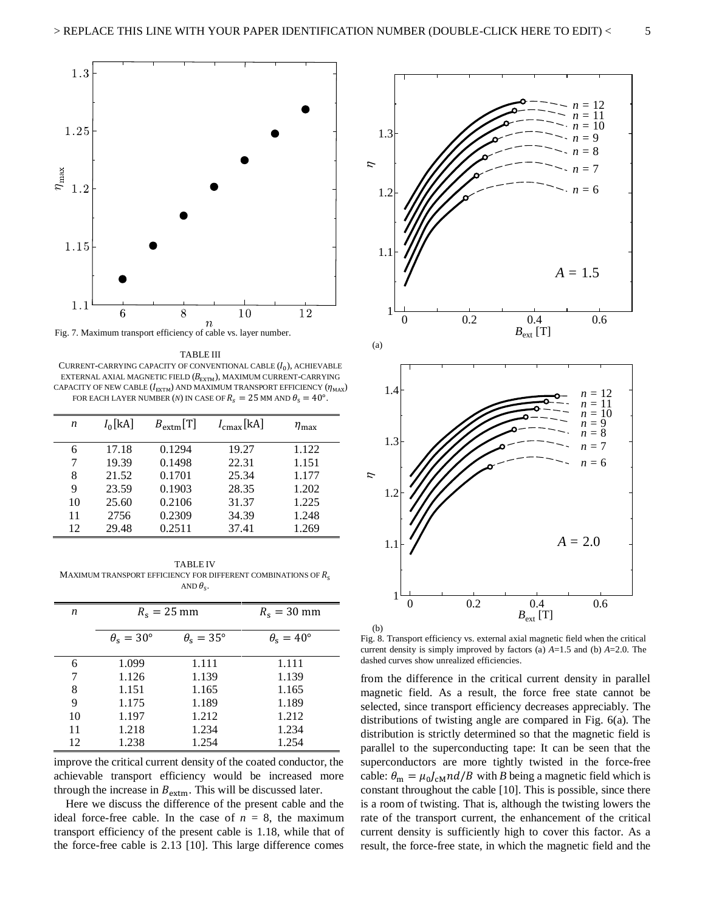Fig. 7. Maximum transport efficiency of cable vs. layer number.

TABLE III
CURRENT-CARRYING CAPACITY OF CONVENTIONAL CABLE ($I_0$), ACHIEVABLE EXTERNAL AXIAL MAGNETIC FIELD ($B_{\mathrm{EXTM}}$), MAXIMUM CURRENT-CARRYING CAPACITY OF NEW CABLE ($I_{\mathrm{EXTM}}$) AND MAXIMUM TRANSPORT EFFICIENCY ($\eta_{\mathrm{MAX}}$) FOR EACH LAYER NUMBER ($N$) IN CASE OF $R_s = 25$ MM AND $\theta_s = 40°$.

| $n$ | $I_0$[kA] | $B_{\mathrm{extm}}$[T] | $I_{\mathrm{cmax}}$[kA] | $\eta_{\mathrm{max}}$ |
|---|---|---|---|---|
| 6 | 17.18 | 0.1294 | 19.27 | 1.122 |
| 7 | 19.39 | 0.1498 | 22.31 | 1.151 |
| 8 | 21.52 | 0.1701 | 25.34 | 1.177 |
| 9 | 23.59 | 0.1903 | 28.35 | 1.202 |
| 10 | 25.60 | 0.2106 | 31.37 | 1.225 |
| 11 | 2756 | 0.2309 | 34.39 | 1.248 |
| 12 | 29.48 | 0.2511 | 37.41 | 1.269 |

TABLE IV
MAXIMUM TRANSPORT EFFICIENCY FOR DIFFERENT COMBINATIONS OF $R_s$ AND $\theta_s$.

| $n$ | $R_s = 25$ mm | | $R_s = 30$ mm |
|---|---|---|---|
| | $\theta_s = 30°$ | $\theta_s = 35°$ | $\theta_s = 40°$ |
| 6 | 1.099 | 1.111 | 1.111 |
| 7 | 1.126 | 1.139 | 1.139 |
| 8 | 1.151 | 1.165 | 1.165 |
| 9 | 1.175 | 1.189 | 1.189 |
| 10 | 1.197 | 1.212 | 1.212 |
| 11 | 1.218 | 1.234 | 1.234 |
| 12 | 1.238 | 1.254 | 1.254 |

improve the critical current density of the coated conductor, the achievable transport efficiency would be increased more through the increase in $B_{\mathrm{extm}}$. This will be discussed later.

Here we discuss the difference of the present cable and the ideal force-free cable. In the case of $n$ = 8, the maximum transport efficiency of the present cable is 1.18, while that of the force-free cable is 2.13 [10]. This large difference comes from the difference in the critical current density in parallel magnetic field. As a result, the force free state cannot be selected, since transport efficiency decreases appreciably. The distributions of twisting angle are compared in Fig. 6(a). The distribution is strictly determined so that the magnetic field is parallel to the superconducting tape: It can be seen that the superconductors are more tightly twisted in the force-free cable: $\theta_{\mathrm{m}} = \mu_0 J_{\mathrm{cM}} n d / B$ with $B$ being a magnetic field which is constant throughout the cable [10]. This is possible, since there is a room of twisting. That is, although the twisting lowers the rate of the transport current, the enhancement of the critical current density is sufficiently high to cover this factor. As a result, the force-free state, in which the magnetic field and the

Fig. 8. Transport efficiency vs. external axial magnetic field when the critical current density is simply improved by factors (a) $A$=1.5 and (b) $A$=2.0. The dashed curves show unrealized efficiencies.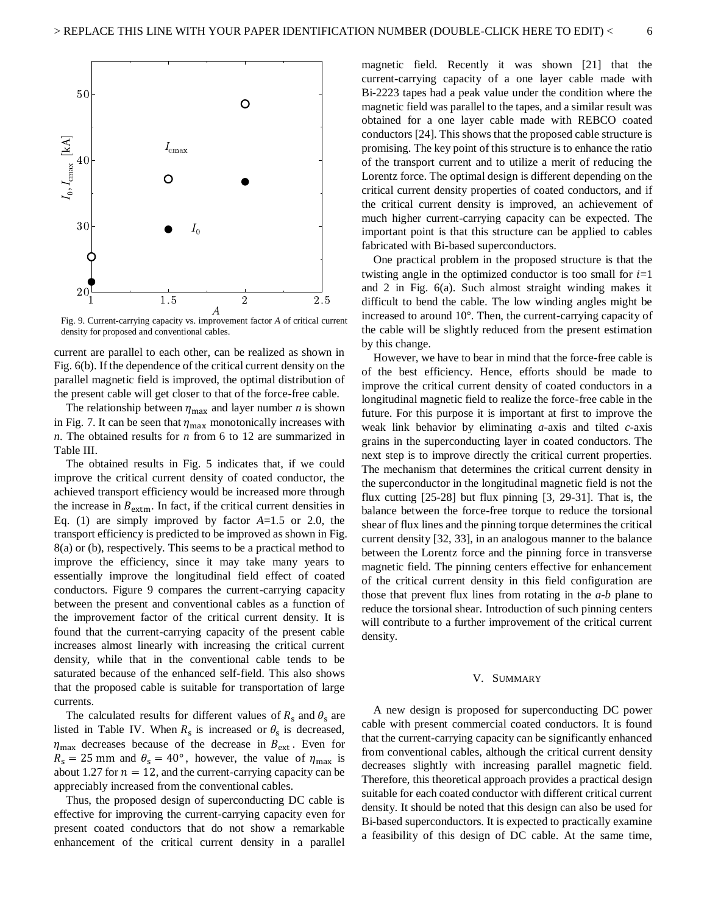Fig. 9. Current-carrying capacity vs. improvement factor $A$ of critical current density for proposed and conventional cables.

current are parallel to each other, can be realized as shown in Fig. 6(b). If the dependence of the critical current density on the parallel magnetic field is improved, the optimal distribution of the present cable will get closer to that of the force-free cable.

The relationship between $\eta_{\max}$ and layer number $n$ is shown in Fig. 7. It can be seen that $\eta_{\max}$ monotonically increases with $n$. The obtained results for $n$ from 6 to 12 are summarized in Table III.

The obtained results in Fig. 5 indicates that, if we could improve the critical current density of coated conductor, the achieved transport efficiency would be increased more through the increase in $B_{\text{extm}}$. In fact, if the critical current densities in Eq. (1) are simply improved by factor $A$=1.5 or 2.0, the transport efficiency is predicted to be improved as shown in Fig. 8(a) or (b), respectively. This seems to be a practical method to improve the efficiency, since it may take many years to essentially improve the longitudinal field effect of coated conductors. Figure 9 compares the current-carrying capacity between the present and conventional cables as a function of the improvement factor of the critical current density. It is found that the current-carrying capacity of the present cable increases almost linearly with increasing the critical current density, while that in the conventional cable tends to be saturated because of the enhanced self-field. This also shows that the proposed cable is suitable for transportation of large currents.

The calculated results for different values of $R_{\text{s}}$ and $\theta_{\text{s}}$ are listed in Table IV. When $R_{\text{s}}$ is increased or $\theta_{\text{s}}$ is decreased, $\eta_{\max}$ decreases because of the decrease in $B_{\text{ext}}$. Even for $R_{\text{s}} = 25$ mm and $\theta_{\text{s}} = 40°$, however, the value of $\eta_{\max}$ is about 1.27 for $n = 12$, and the current-carrying capacity can be appreciably increased from the conventional cables.

Thus, the proposed design of superconducting DC cable is effective for improving the current-carrying capacity even for present coated conductors that do not show a remarkable enhancement of the critical current density in a parallel magnetic field. Recently it was shown [21] that the current-carrying capacity of a one layer cable made with Bi-2223 tapes had a peak value under the condition where the magnetic field was parallel to the tapes, and a similar result was obtained for a one layer cable made with REBCO coated conductors [24]. This shows that the proposed cable structure is promising. The key point of this structure is to enhance the ratio of the transport current and to utilize a merit of reducing the Lorentz force. The optimal design is different depending on the critical current density properties of coated conductors, and if the critical current density is improved, an achievement of much higher current-carrying capacity can be expected. The important point is that this structure can be applied to cables fabricated with Bi-based superconductors.

One practical problem in the proposed structure is that the twisting angle in the optimized conductor is too small for $i$=1 and 2 in Fig. 6(a). Such almost straight winding makes it difficult to bend the cable. The low winding angles might be increased to around 10°. Then, the current-carrying capacity of the cable will be slightly reduced from the present estimation by this change.

However, we have to bear in mind that the force-free cable is of the best efficiency. Hence, efforts should be made to improve the critical current density of coated conductors in a longitudinal magnetic field to realize the force-free cable in the future. For this purpose it is important at first to improve the weak link behavior by eliminating *a*-axis and tilted *c*-axis grains in the superconducting layer in coated conductors. The next step is to improve directly the critical current properties. The mechanism that determines the critical current density in the superconductor in the longitudinal magnetic field is not the flux cutting [25-28] but flux pinning [3, 29-31]. That is, the balance between the force-free torque to reduce the torsional shear of flux lines and the pinning torque determines the critical current density [32, 33], in an analogous manner to the balance between the Lorentz force and the pinning force in transverse magnetic field. The pinning centers effective for enhancement of the critical current density in this field configuration are those that prevent flux lines from rotating in the *a*-*b* plane to reduce the torsional shear. Introduction of such pinning centers will contribute to a further improvement of the critical current density.

## V. Summary

A new design is proposed for superconducting DC power cable with present commercial coated conductors. It is found that the current-carrying capacity can be significantly enhanced from conventional cables, although the critical current density decreases slightly with increasing parallel magnetic field. Therefore, this theoretical approach provides a practical design suitable for each coated conductor with different critical current density. It should be noted that this design can also be used for Bi-based superconductors. It is expected to practically examine a feasibility of this design of DC cable. At the same time,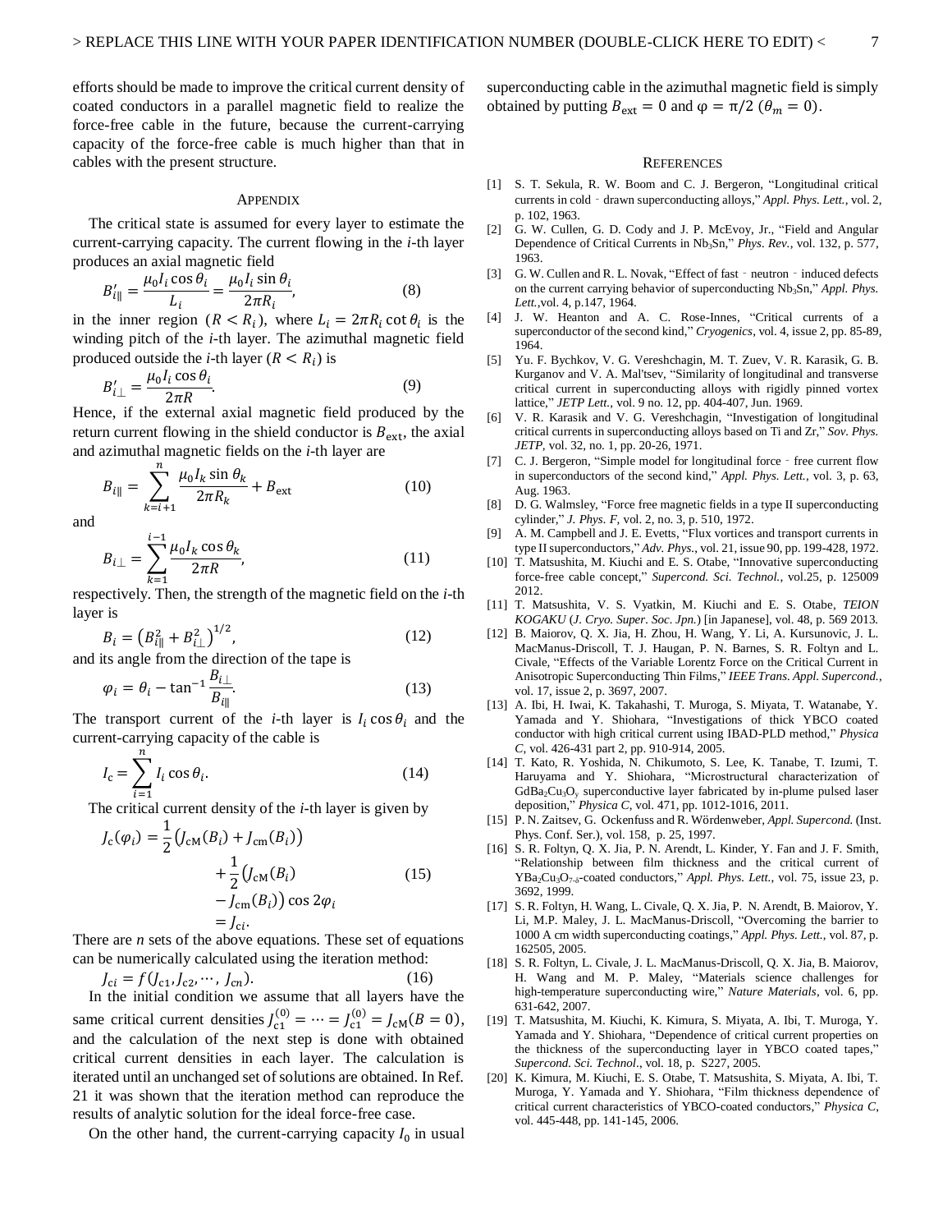efforts should be made to improve the critical current density of coated conductors in a parallel magnetic field to realize the force-free cable in the future, because the current-carrying capacity of the force-free cable is much higher than that in cables with the present structure.

## Appendix

The critical state is assumed for every layer to estimate the current-carrying capacity. The current flowing in the *i*-th layer produces an axial magnetic field

$$B'_{i\|} = \frac{\mu_0 I_i \cos\theta_i}{L_i} = \frac{\mu_0 I_i \sin\theta_i}{2\pi R_i}, \tag{8}$$

in the inner region ($R < R_i$), where $L_i = 2\pi R_i \cot\theta_i$ is the winding pitch of the *i*-th layer. The azimuthal magnetic field produced outside the *i*-th layer ($R < R_i$) is

$$B'_{i\perp} = \frac{\mu_0 I_i \cos\theta_i}{2\pi R}. \tag{9}$$

Hence, if the external axial magnetic field produced by the return current flowing in the shield conductor is $B_{\mathrm{ext}}$, the axial and azimuthal magnetic fields on the *i*-th layer are

$$B_{i\|} = \sum_{k=i+1}^{n} \frac{\mu_0 I_k \sin\theta_k}{2\pi R_k} + B_{\mathrm{ext}} \tag{10}$$

and

$$B_{i\perp} = \sum_{k=1}^{i-1} \frac{\mu_0 I_k \cos\theta_k}{2\pi R}, \tag{11}$$

respectively. Then, the strength of the magnetic field on the *i*-th layer is

$$B_i = \left(B_{i\|}^2 + B_{i\perp}^2\right)^{1/2}, \tag{12}$$

and its angle from the direction of the tape is

$$\varphi_i = \theta_i - \tan^{-1}\frac{B_{i\perp}}{B_{i\|}}. \tag{13}$$

The transport current of the *i*-th layer is $I_i \cos\theta_i$ and the current-carrying capacity of the cable is

$$I_{\mathrm{c}} = \sum_{i=1}^{n} I_i \cos\theta_i. \tag{14}$$

The critical current density of the *i*-th layer is given by

$$\begin{aligned} J_{\mathrm{c}}(\varphi_i) &= \frac{1}{2}\left(J_{\mathrm{cM}}(B_i) + J_{\mathrm{cm}}(B_i)\right) \\ &\quad + \frac{1}{2}\left(J_{\mathrm{cM}}(B_i) - J_{\mathrm{cm}}(B_i)\right)\cos 2\varphi_i \\ &= J_{\mathrm{c}i}. \end{aligned} \tag{15}$$

There are *n* sets of the above equations. These set of equations can be numerically calculated using the iteration method:

$$J_{\mathrm{c}i} = f(J_{\mathrm{c}1}, J_{\mathrm{c}2}, \cdots, J_{\mathrm{c}n}). \tag{16}$$

In the initial condition we assume that all layers have the same critical current densities $J_{\mathrm{c}1}^{(0)} = \cdots = J_{\mathrm{c}1}^{(0)} = J_{\mathrm{cM}}(B=0)$, and the calculation of the next step is done with obtained critical current densities in each layer. The calculation is iterated until an unchanged set of solutions are obtained. In Ref. 21 it was shown that the iteration method can reproduce the results of analytic solution for the ideal force-free case.

On the other hand, the current-carrying capacity $I_0$ in usual superconducting cable in the azimuthal magnetic field is simply obtained by putting $B_{\mathrm{ext}} = 0$ and $\varphi = \pi/2$ ($\theta_m = 0$).

## References

[1] S. T. Sekula, R. W. Boom and C. J. Bergeron, "Longitudinal critical currents in cold‐drawn superconducting alloys," *Appl. Phys. Lett.*, vol. 2, p. 102, 1963.

[2] G. W. Cullen, G. D. Cody and J. P. McEvoy, Jr., "Field and Angular Dependence of Critical Currents in $Nb_3Sn$," *Phys. Rev.*, vol. 132, p. 577, 1963.

[3] G. W. Cullen and R. L. Novak, "Effect of fast‐neutron‐induced defects on the current carrying behavior of superconducting $Nb_3Sn$," *Appl. Phys. Lett.*,vol. 4, p.147, 1964.

[4] J. W. Heanton and A. C. Rose-Innes, "Critical currents of a superconductor of the second kind," *Cryogenics*, vol. 4, issue 2, pp. 85-89, 1964.

[5] Yu. F. Bychkov, V. G. Vereshchagin, M. T. Zuev, V. R. Karasik, G. B. Kurganov and V. A. Mal'tsev, "Similarity of longitudinal and transverse critical current in superconducting alloys with rigidly pinned vortex lattice," *JETP Lett.*, vol. 9 no. 12, pp. 404-407, Jun. 1969.

[6] V. R. Karasik and V. G. Vereshchagin, "Investigation of longitudinal critical currents in superconducting alloys based on Ti and Zr," *Sov. Phys. JETP*, vol. 32, no. 1, pp. 20-26, 1971.

[7] C. J. Bergeron, "Simple model for longitudinal force‐free current flow in superconductors of the second kind," *Appl. Phys. Lett.*, vol. 3, p. 63, Aug. 1963.

[8] D. G. Walmsley, "Force free magnetic fields in a type II superconducting cylinder," *J. Phys. F*, vol. 2, no. 3, p. 510, 1972.

[9] A. M. Campbell and J. E. Evetts, "Flux vortices and transport currents in type II superconductors," *Adv. Phys.*, vol. 21, issue 90, pp. 199-428, 1972.

[10] T. Matsushita, M. Kiuchi and E. S. Otabe, "Innovative superconducting force-free cable concept," *Supercond. Sci. Technol.*, vol.25, p. 125009 2012.

[11] T. Matsushita, V. S. Vyatkin, M. Kiuchi and E. S. Otabe, *TEION KOGAKU* (*J. Cryo. Super. Soc. Jpn.*) [in Japanese], vol. 48, p. 569 2013.

[12] B. Maiorov, Q. X. Jia, H. Zhou, H. Wang, Y. Li, A. Kursunovic, J. L. MacManus-Driscoll, T. J. Haugan, P. N. Barnes, S. R. Foltyn and L. Civale, "Effects of the Variable Lorentz Force on the Critical Current in Anisotropic Superconducting Thin Films," *IEEE Trans. Appl. Supercond.*, vol. 17, issue 2, p. 3697, 2007.

[13] A. Ibi, H. Iwai, K. Takahashi, T. Muroga, S. Miyata, T. Watanabe, Y. Yamada and Y. Shiohara, "Investigations of thick YBCO coated conductor with high critical current using IBAD-PLD method," *Physica C*, vol. 426-431 part 2, pp. 910-914, 2005.

[14] T. Kato, R. Yoshida, N. Chikumoto, S. Lee, K. Tanabe, T. Izumi, T. Haruyama and Y. Shiohara, "Microstructural characterization of $GdBa_2Cu_3O_y$ superconductive layer fabricated by in-plume pulsed laser deposition," *Physica C*, vol. 471, pp. 1012-1016, 2011.

[15] P. N. Zaitsev, G. Ockenfuss and R. Wördenweber, *Appl. Supercond.* (Inst. Phys. Conf. Ser.), vol. 158, p. 25, 1997.

[16] S. R. Foltyn, Q. X. Jia, P. N. Arendt, L. Kinder, Y. Fan and J. F. Smith, "Relationship between film thickness and the critical current of $YBa_2Cu_3O_{7-\delta}$-coated conductors," *Appl. Phys. Lett.*, vol. 75, issue 23, p. 3692, 1999.

[17] S. R. Foltyn, H. Wang, L. Civale, Q. X. Jia, P. N. Arendt, B. Maiorov, Y. Li, M.P. Maley, J. L. MacManus-Driscoll, "Overcoming the barrier to 1000 A cm width superconducting coatings," *Appl. Phys. Lett.*, vol. 87, p. 162505, 2005.

[18] S. R. Foltyn, L. Civale, J. L. MacManus-Driscoll, Q. X. Jia, B. Maiorov, H. Wang and M. P. Maley, "Materials science challenges for high-temperature superconducting wire," *Nature Materials*, vol. 6, pp. 631-642, 2007.

[19] T. Matsushita, M. Kiuchi, K. Kimura, S. Miyata, A. Ibi, T. Muroga, Y. Yamada and Y. Shiohara, "Dependence of critical current properties on the thickness of the superconducting layer in YBCO coated tapes," *Supercond. Sci. Technol.*, vol. 18, p. S227, 2005.

[20] K. Kimura, M. Kiuchi, E. S. Otabe, T. Matsushita, S. Miyata, A. Ibi, T. Muroga, Y. Yamada and Y. Shiohara, "Film thickness dependence of critical current characteristics of YBCO-coated conductors," *Physica C*, vol. 445-448, pp. 141-145, 2006.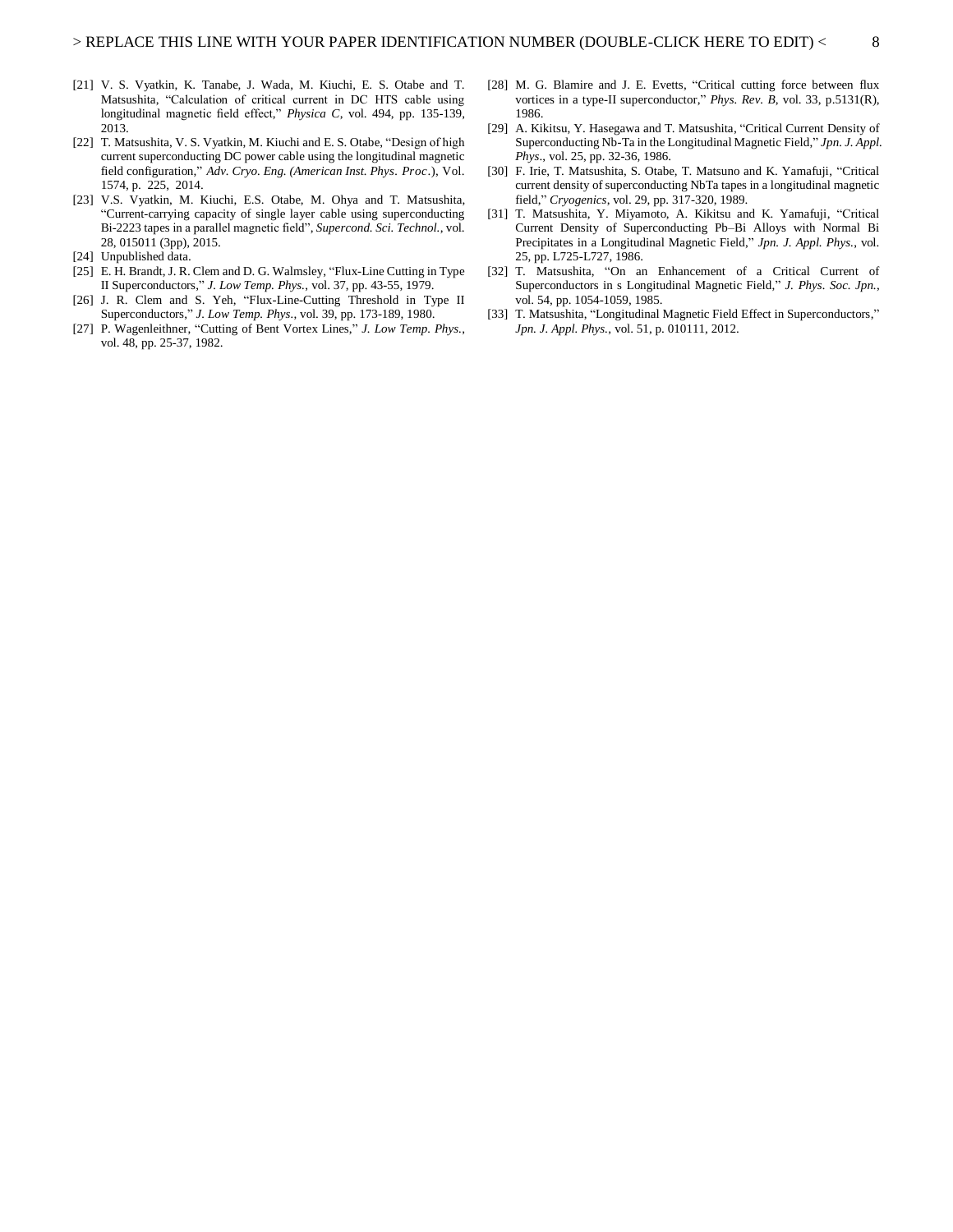[21] V. S. Vyatkin, K. Tanabe, J. Wada, M. Kiuchi, E. S. Otabe and T. Matsushita, “Calculation of critical current in DC HTS cable using longitudinal magnetic field effect,” *Physica C*, vol. 494, pp. 135-139, 2013.

[22] T. Matsushita, V. S. Vyatkin, M. Kiuchi and E. S. Otabe, “Design of high current superconducting DC power cable using the longitudinal magnetic field configuration,” *Adv. Cryo. Eng. (American Inst. Phys. Proc.)*, Vol. 1574, p. 225, 2014.

[23] V.S. Vyatkin, M. Kiuchi, E.S. Otabe, M. Ohya and T. Matsushita, “Current-carrying capacity of single layer cable using superconducting Bi-2223 tapes in a parallel magnetic field”, *Supercond. Sci. Technol.*, vol. 28, 015011 (3pp), 2015.

[24] Unpublished data.

[25] E. H. Brandt, J. R. Clem and D. G. Walmsley, “Flux-Line Cutting in Type II Superconductors,” *J. Low Temp. Phys.*, vol. 37, pp. 43-55, 1979.

[26] J. R. Clem and S. Yeh, “Flux-Line-Cutting Threshold in Type II Superconductors,” *J. Low Temp. Phys.*, vol. 39, pp. 173-189, 1980.

[27] P. Wagenleithner, “Cutting of Bent Vortex Lines,” *J. Low Temp. Phys.*, vol. 48, pp. 25-37, 1982.

[28] M. G. Blamire and J. E. Evetts, “Critical cutting force between flux vortices in a type-II superconductor,” *Phys. Rev. B*, vol. 33, p.5131(R), 1986.

[29] A. Kikitsu, Y. Hasegawa and T. Matsushita, “Critical Current Density of Superconducting Nb-Ta in the Longitudinal Magnetic Field,” *Jpn. J. Appl. Phys*., vol. 25, pp. 32-36, 1986.

[30] F. Irie, T. Matsushita, S. Otabe, T. Matsuno and K. Yamafuji, “Critical current density of superconducting NbTa tapes in a longitudinal magnetic field,” *Cryogenics*, vol. 29, pp. 317-320, 1989.

[31] T. Matsushita, Y. Miyamoto, A. Kikitsu and K. Yamafuji, “Critical Current Density of Superconducting Pb–Bi Alloys with Normal Bi Precipitates in a Longitudinal Magnetic Field,” *Jpn. J. Appl. Phys.*, vol. 25, pp. L725-L727, 1986.

[32] T. Matsushita, “On an Enhancement of a Critical Current of Superconductors in s Longitudinal Magnetic Field,” *J. Phys. Soc. Jpn.*, vol. 54, pp. 1054-1059, 1985.

[33] T. Matsushita, “Longitudinal Magnetic Field Effect in Superconductors,” *Jpn. J. Appl. Phys.*, vol. 51, p. 010111, 2012.